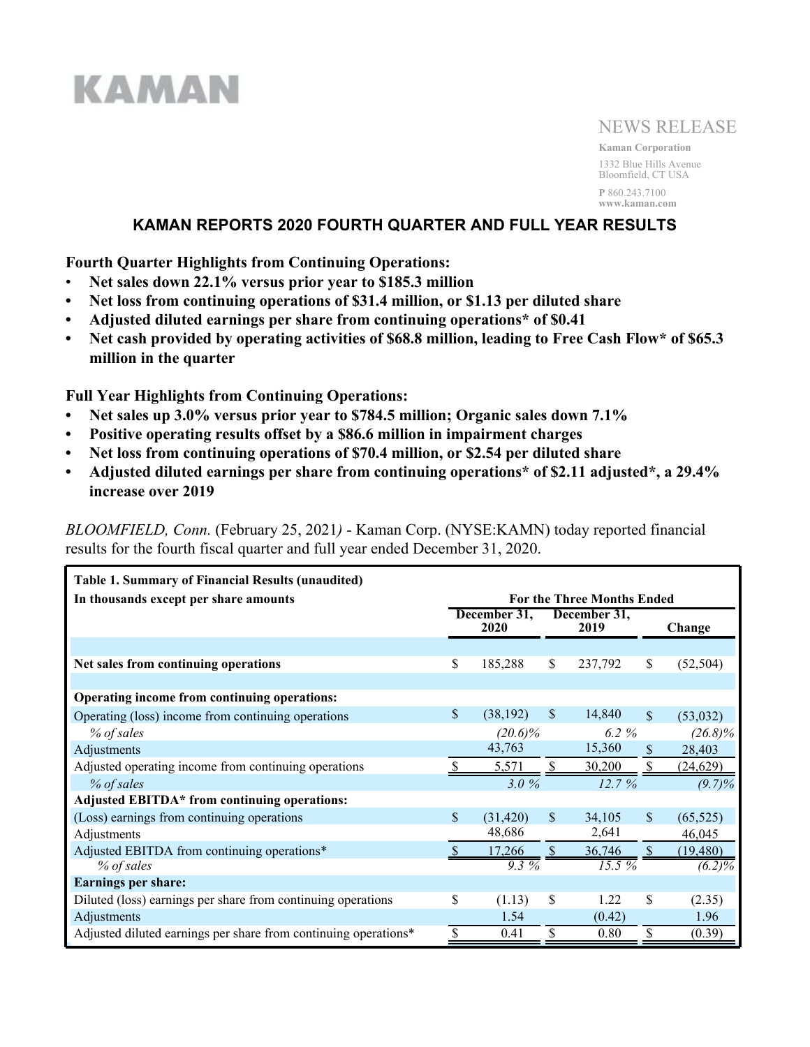KAMAN

NEWS RELEASE

**Kaman Corporation**
1332 Blue Hills Avenue
Bloomfield, CT USA

**P** 860.243.7100
**www.kaman.com**

# KAMAN REPORTS 2020 FOURTH QUARTER AND FULL YEAR RESULTS

**Fourth Quarter Highlights from Continuing Operations:**

- **Net sales down 22.1% versus prior year to $185.3 million**
- **Net loss from continuing operations of $31.4 million, or $1.13 per diluted share**
- **Adjusted diluted earnings per share from continuing operations* of $0.41**
- **Net cash provided by operating activities of $68.8 million, leading to Free Cash Flow* of $65.3 million in the quarter**

**Full Year Highlights from Continuing Operations:**

- **Net sales up 3.0% versus prior year to $784.5 million; Organic sales down 7.1%**
- **Positive operating results offset by a $86.6 million in impairment charges**
- **Net loss from continuing operations of $70.4 million, or $2.54 per diluted share**
- **Adjusted diluted earnings per share from continuing operations* of $2.11 adjusted*, a 29.4% increase over 2019**

*BLOOMFIELD, Conn.* (February 25, 2021*)* - Kaman Corp. (NYSE:KAMN) today reported financial results for the fourth fiscal quarter and full year ended December 31, 2020.

| **Table 1. Summary of Financial Results (unaudited)** | | | |
|---|---|---|---|
| **In thousands except per share amounts** | **For the Three Months Ended** | | |
| | **December 31, 2020** | **December 31, 2019** | **Change** |
| **Net sales from continuing operations** | $ 185,288 | $ 237,792 | $ (52,504) |
| **Operating income from continuing operations:** | | | |
| Operating (loss) income from continuing operations | $ (38,192) | $ 14,840 | $ (53,032) |
| *% of sales* | *(20.6)%* | *6.2 %* | *(26.8)%* |
| Adjustments | 43,763 | 15,360 | $ 28,403 |
| Adjusted operating income from continuing operations | $ 5,571 | $ 30,200 | $ (24,629) |
| *% of sales* | *3.0 %* | *12.7 %* | *(9.7)%* |
| **Adjusted EBITDA* from continuing operations:** | | | |
| (Loss) earnings from continuing operations | $ (31,420) | $ 34,105 | $ (65,525) |
| Adjustments | 48,686 | 2,641 | 46,045 |
| Adjusted EBITDA from continuing operations* | $ 17,266 | $ 36,746 | $ (19,480) |
| *% of sales* | *9.3 %* | *15.5 %* | *(6.2)%* |
| **Earnings per share:** | | | |
| Diluted (loss) earnings per share from continuing operations | $ (1.13) | $ 1.22 | $ (2.35) |
| Adjustments | 1.54 | (0.42) | 1.96 |
| Adjusted diluted earnings per share from continuing operations* | $ 0.41 | $ 0.80 | $ (0.39) |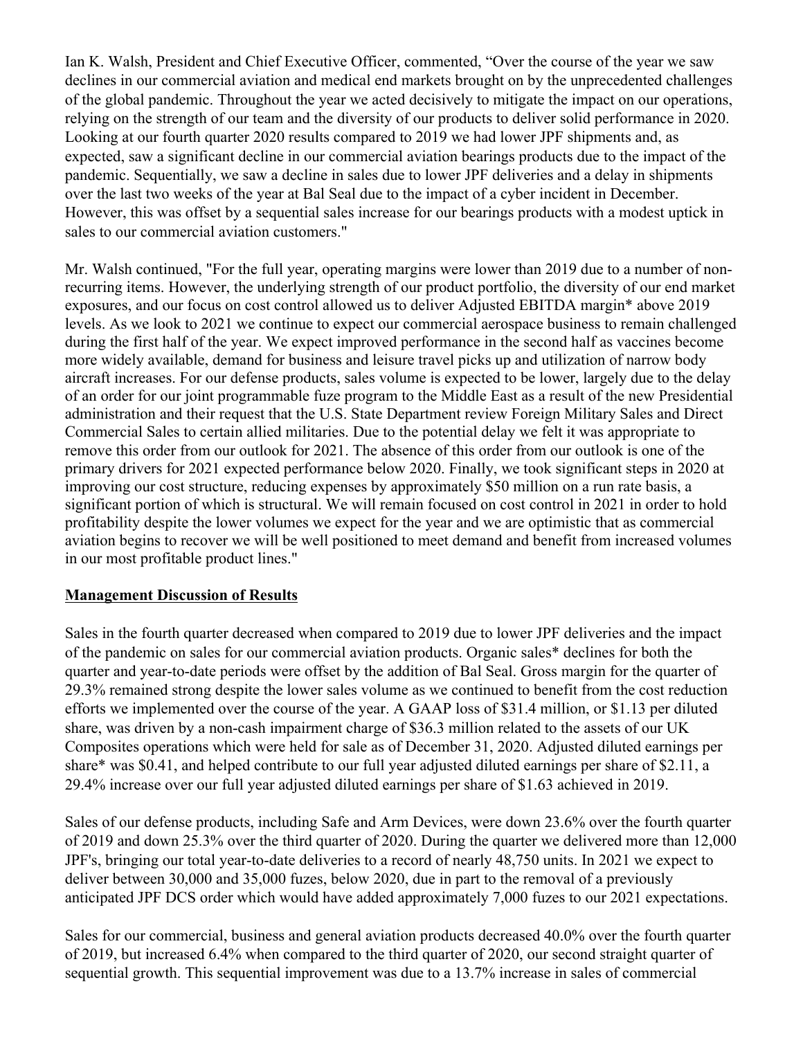Ian K. Walsh, President and Chief Executive Officer, commented, “Over the course of the year we saw declines in our commercial aviation and medical end markets brought on by the unprecedented challenges of the global pandemic. Throughout the year we acted decisively to mitigate the impact on our operations, relying on the strength of our team and the diversity of our products to deliver solid performance in 2020. Looking at our fourth quarter 2020 results compared to 2019 we had lower JPF shipments and, as expected, saw a significant decline in our commercial aviation bearings products due to the impact of the pandemic. Sequentially, we saw a decline in sales due to lower JPF deliveries and a delay in shipments over the last two weeks of the year at Bal Seal due to the impact of a cyber incident in December. However, this was offset by a sequential sales increase for our bearings products with a modest uptick in sales to our commercial aviation customers."

Mr. Walsh continued, "For the full year, operating margins were lower than 2019 due to a number of non-recurring items. However, the underlying strength of our product portfolio, the diversity of our end market exposures, and our focus on cost control allowed us to deliver Adjusted EBITDA margin* above 2019 levels. As we look to 2021 we continue to expect our commercial aerospace business to remain challenged during the first half of the year. We expect improved performance in the second half as vaccines become more widely available, demand for business and leisure travel picks up and utilization of narrow body aircraft increases. For our defense products, sales volume is expected to be lower, largely due to the delay of an order for our joint programmable fuze program to the Middle East as a result of the new Presidential administration and their request that the U.S. State Department review Foreign Military Sales and Direct Commercial Sales to certain allied militaries. Due to the potential delay we felt it was appropriate to remove this order from our outlook for 2021. The absence of this order from our outlook is one of the primary drivers for 2021 expected performance below 2020. Finally, we took significant steps in 2020 at improving our cost structure, reducing expenses by approximately $50 million on a run rate basis, a significant portion of which is structural. We will remain focused on cost control in 2021 in order to hold profitability despite the lower volumes we expect for the year and we are optimistic that as commercial aviation begins to recover we will be well positioned to meet demand and benefit from increased volumes in our most profitable product lines."

## Management Discussion of Results

Sales in the fourth quarter decreased when compared to 2019 due to lower JPF deliveries and the impact of the pandemic on sales for our commercial aviation products. Organic sales* declines for both the quarter and year-to-date periods were offset by the addition of Bal Seal. Gross margin for the quarter of 29.3% remained strong despite the lower sales volume as we continued to benefit from the cost reduction efforts we implemented over the course of the year. A GAAP loss of $31.4 million, or $1.13 per diluted share, was driven by a non-cash impairment charge of $36.3 million related to the assets of our UK Composites operations which were held for sale as of December 31, 2020. Adjusted diluted earnings per share* was $0.41, and helped contribute to our full year adjusted diluted earnings per share of $2.11, a 29.4% increase over our full year adjusted diluted earnings per share of $1.63 achieved in 2019.

Sales of our defense products, including Safe and Arm Devices, were down 23.6% over the fourth quarter of 2019 and down 25.3% over the third quarter of 2020. During the quarter we delivered more than 12,000 JPF's, bringing our total year-to-date deliveries to a record of nearly 48,750 units. In 2021 we expect to deliver between 30,000 and 35,000 fuzes, below 2020, due in part to the removal of a previously anticipated JPF DCS order which would have added approximately 7,000 fuzes to our 2021 expectations.

Sales for our commercial, business and general aviation products decreased 40.0% over the fourth quarter of 2019, but increased 6.4% when compared to the third quarter of 2020, our second straight quarter of sequential growth. This sequential improvement was due to a 13.7% increase in sales of commercial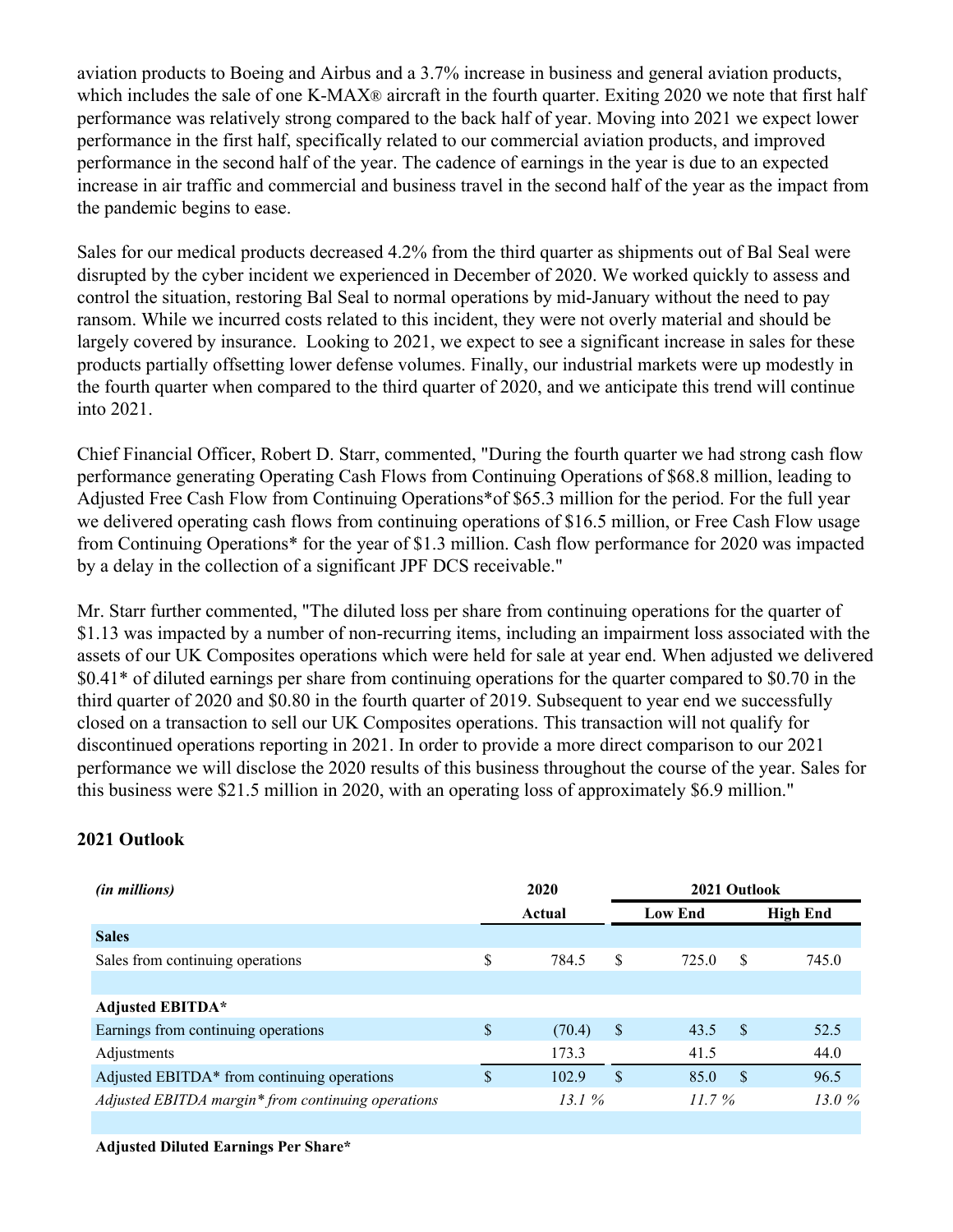aviation products to Boeing and Airbus and a 3.7% increase in business and general aviation products, which includes the sale of one K-MAX® aircraft in the fourth quarter. Exiting 2020 we note that first half performance was relatively strong compared to the back half of year. Moving into 2021 we expect lower performance in the first half, specifically related to our commercial aviation products, and improved performance in the second half of the year. The cadence of earnings in the year is due to an expected increase in air traffic and commercial and business travel in the second half of the year as the impact from the pandemic begins to ease.

Sales for our medical products decreased 4.2% from the third quarter as shipments out of Bal Seal were disrupted by the cyber incident we experienced in December of 2020. We worked quickly to assess and control the situation, restoring Bal Seal to normal operations by mid-January without the need to pay ransom. While we incurred costs related to this incident, they were not overly material and should be largely covered by insurance. Looking to 2021, we expect to see a significant increase in sales for these products partially offsetting lower defense volumes. Finally, our industrial markets were up modestly in the fourth quarter when compared to the third quarter of 2020, and we anticipate this trend will continue into 2021.

Chief Financial Officer, Robert D. Starr, commented, "During the fourth quarter we had strong cash flow performance generating Operating Cash Flows from Continuing Operations of $68.8 million, leading to Adjusted Free Cash Flow from Continuing Operations*of $65.3 million for the period. For the full year we delivered operating cash flows from continuing operations of $16.5 million, or Free Cash Flow usage from Continuing Operations* for the year of $1.3 million. Cash flow performance for 2020 was impacted by a delay in the collection of a significant JPF DCS receivable."

Mr. Starr further commented, "The diluted loss per share from continuing operations for the quarter of $1.13 was impacted by a number of non-recurring items, including an impairment loss associated with the assets of our UK Composites operations which were held for sale at year end. When adjusted we delivered $0.41* of diluted earnings per share from continuing operations for the quarter compared to $0.70 in the third quarter of 2020 and $0.80 in the fourth quarter of 2019. Subsequent to year end we successfully closed on a transaction to sell our UK Composites operations. This transaction will not qualify for discontinued operations reporting in 2021. In order to provide a more direct comparison to our 2021 performance we will disclose the 2020 results of this business throughout the course of the year. Sales for this business were $21.5 million in 2020, with an operating loss of approximately $6.9 million."

## 2021 Outlook

| *(in millions)* | 2020 | 2021 Outlook | |
|---|---|---|---|
| | Actual | Low End | High End |
| **Sales** | | | |
| Sales from continuing operations | $ 784.5 | $ 725.0 | $ 745.0 |
| | | | |
| **Adjusted EBITDA*** | | | |
| Earnings from continuing operations | $ (70.4) | $ 43.5 | $ 52.5 |
| Adjustments | 173.3 | 41.5 | 44.0 |
| Adjusted EBITDA* from continuing operations | $ 102.9 | $ 85.0 | $ 96.5 |
| *Adjusted EBITDA margin* from continuing operations* | *13.1 %* | *11.7 %* | *13.0 %* |
| | | | |
| **Adjusted Diluted Earnings Per Share*** | | | |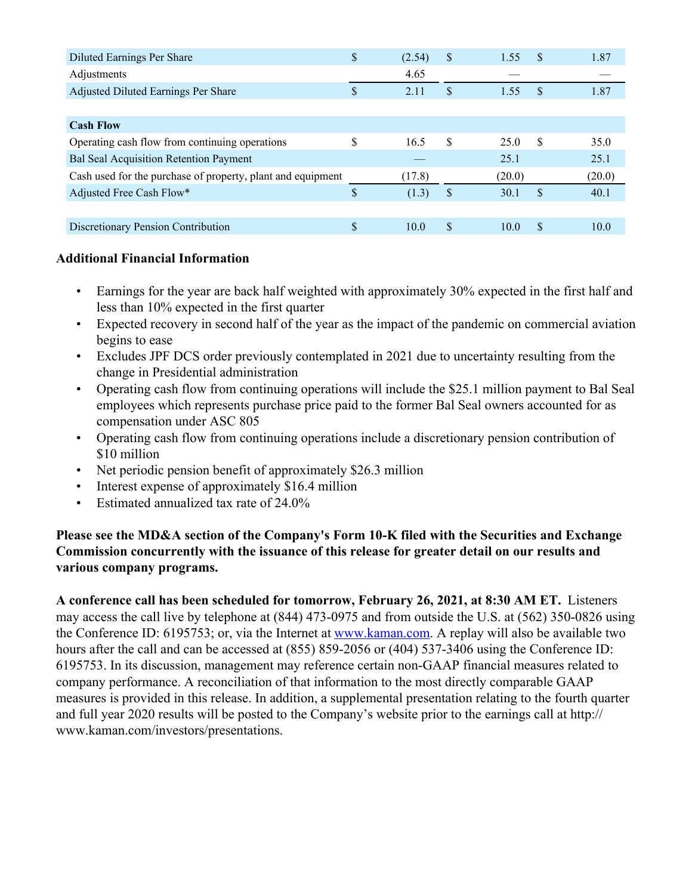| | | | | | | |
|---|---|---|---|---|---|---|
| Diluted Earnings Per Share | $ | (2.54) | $ | 1.55 | $ | 1.87 |
| Adjustments | | 4.65 | | — | | — |
| Adjusted Diluted Earnings Per Share | $ | 2.11 | $ | 1.55 | $ | 1.87 |
| | | | | | | |
| **Cash Flow** | | | | | | |
| Operating cash flow from continuing operations | $ | 16.5 | $ | 25.0 | $ | 35.0 |
| Bal Seal Acquisition Retention Payment | | — | | 25.1 | | 25.1 |
| Cash used for the purchase of property, plant and equipment | | (17.8) | | (20.0) | | (20.0) |
| Adjusted Free Cash Flow* | $ | (1.3) | $ | 30.1 | $ | 40.1 |
| | | | | | | |
| Discretionary Pension Contribution | $ | 10.0 | $ | 10.0 | $ | 10.0 |

**Additional Financial Information**

- Earnings for the year are back half weighted with approximately 30% expected in the first half and less than 10% expected in the first quarter
- Expected recovery in second half of the year as the impact of the pandemic on commercial aviation begins to ease
- Excludes JPF DCS order previously contemplated in 2021 due to uncertainty resulting from the change in Presidential administration
- Operating cash flow from continuing operations will include the $25.1 million payment to Bal Seal employees which represents purchase price paid to the former Bal Seal owners accounted for as compensation under ASC 805
- Operating cash flow from continuing operations include a discretionary pension contribution of $10 million
- Net periodic pension benefit of approximately $26.3 million
- Interest expense of approximately $16.4 million
- Estimated annualized tax rate of 24.0%

**Please see the MD&A section of the Company's Form 10-K filed with the Securities and Exchange Commission concurrently with the issuance of this release for greater detail on our results and various company programs.**

**A conference call has been scheduled for tomorrow, February 26, 2021, at 8:30 AM ET.** Listeners may access the call live by telephone at (844) 473-0975 and from outside the U.S. at (562) 350-0826 using the Conference ID: 6195753; or, via the Internet at www.kaman.com. A replay will also be available two hours after the call and can be accessed at (855) 859-2056 or (404) 537-3406 using the Conference ID: 6195753. In its discussion, management may reference certain non-GAAP financial measures related to company performance. A reconciliation of that information to the most directly comparable GAAP measures is provided in this release. In addition, a supplemental presentation relating to the fourth quarter and full year 2020 results will be posted to the Company's website prior to the earnings call at http://www.kaman.com/investors/presentations.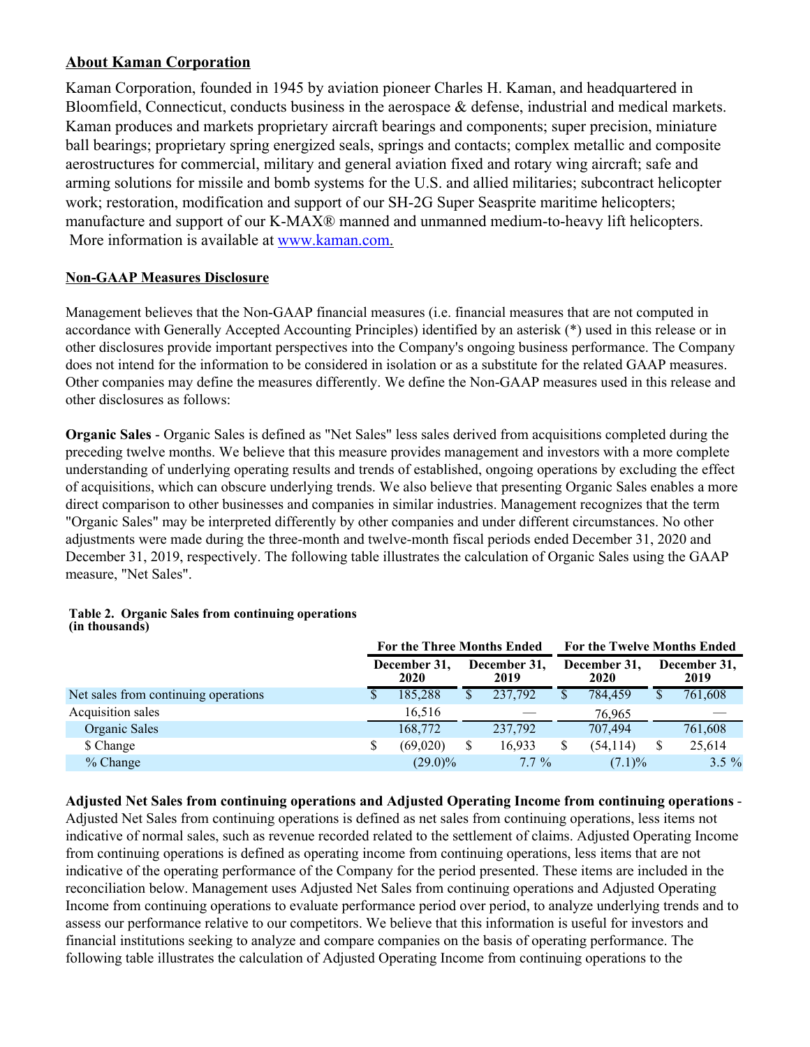## About Kaman Corporation

Kaman Corporation, founded in 1945 by aviation pioneer Charles H. Kaman, and headquartered in Bloomfield, Connecticut, conducts business in the aerospace & defense, industrial and medical markets. Kaman produces and markets proprietary aircraft bearings and components; super precision, miniature ball bearings; proprietary spring energized seals, springs and contacts; complex metallic and composite aerostructures for commercial, military and general aviation fixed and rotary wing aircraft; safe and arming solutions for missile and bomb systems for the U.S. and allied militaries; subcontract helicopter work; restoration, modification and support of our SH-2G Super Seasprite maritime helicopters; manufacture and support of our K-MAX® manned and unmanned medium-to-heavy lift helicopters. More information is available at www.kaman.com.

## Non-GAAP Measures Disclosure

Management believes that the Non-GAAP financial measures (i.e. financial measures that are not computed in accordance with Generally Accepted Accounting Principles) identified by an asterisk (*) used in this release or in other disclosures provide important perspectives into the Company's ongoing business performance. The Company does not intend for the information to be considered in isolation or as a substitute for the related GAAP measures. Other companies may define the measures differently. We define the Non-GAAP measures used in this release and other disclosures as follows:

**Organic Sales** - Organic Sales is defined as "Net Sales" less sales derived from acquisitions completed during the preceding twelve months. We believe that this measure provides management and investors with a more complete understanding of underlying operating results and trends of established, ongoing operations by excluding the effect of acquisitions, which can obscure underlying trends. We also believe that presenting Organic Sales enables a more direct comparison to other businesses and companies in similar industries. Management recognizes that the term "Organic Sales" may be interpreted differently by other companies and under different circumstances. No other adjustments were made during the three-month and twelve-month fiscal periods ended December 31, 2020 and December 31, 2019, respectively. The following table illustrates the calculation of Organic Sales using the GAAP measure, "Net Sales".

**Table 2. Organic Sales from continuing operations (in thousands)**

| | For the Three Months Ended | | For the Twelve Months Ended | |
|---|---|---|---|---|
| | December 31, 2020 | December 31, 2019 | December 31, 2020 | December 31, 2019 |
| Net sales from continuing operations | $ 185,288 | $ 237,792 | $ 784,459 | $ 761,608 |
| Acquisition sales | 16,516 | — | 76,965 | — |
| Organic Sales | 168,772 | 237,792 | 707,494 | 761,608 |
| $ Change | $ (69,020) | $ 16,933 | $ (54,114) | $ 25,614 |
| % Change | (29.0)% | 7.7 % | (7.1)% | 3.5 % |

**Adjusted Net Sales from continuing operations and Adjusted Operating Income from continuing operations** - Adjusted Net Sales from continuing operations is defined as net sales from continuing operations, less items not indicative of normal sales, such as revenue recorded related to the settlement of claims. Adjusted Operating Income from continuing operations is defined as operating income from continuing operations, less items that are not indicative of the operating performance of the Company for the period presented. These items are included in the reconciliation below. Management uses Adjusted Net Sales from continuing operations and Adjusted Operating Income from continuing operations to evaluate performance period over period, to analyze underlying trends and to assess our performance relative to our competitors. We believe that this information is useful for investors and financial institutions seeking to analyze and compare companies on the basis of operating performance. The following table illustrates the calculation of Adjusted Operating Income from continuing operations to the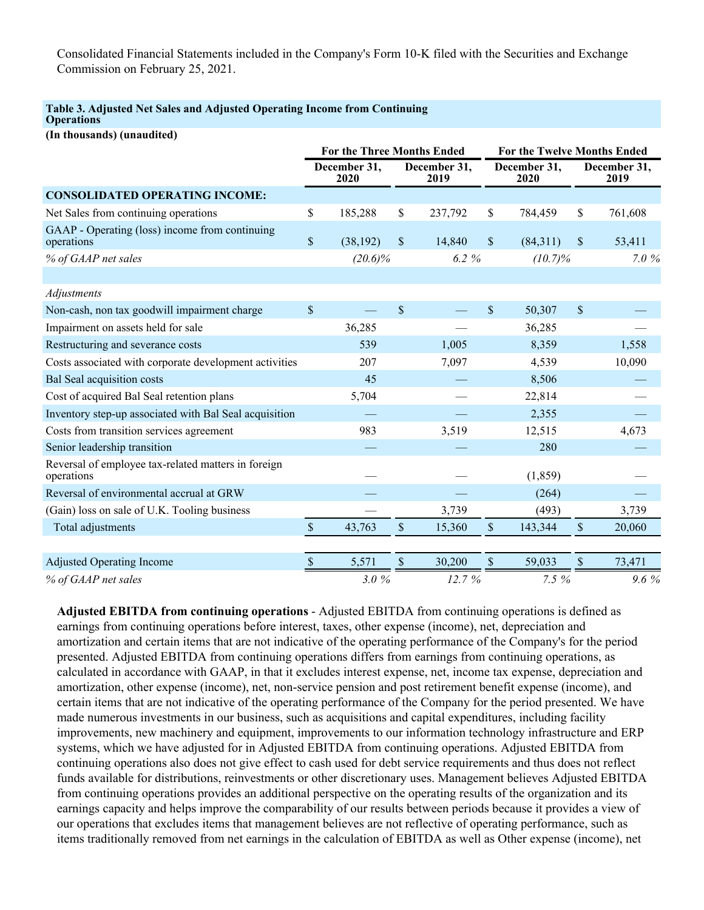Consolidated Financial Statements included in the Company's Form 10-K filed with the Securities and Exchange Commission on February 25, 2021.

**Table 3. Adjusted Net Sales and Adjusted Operating Income from Continuing Operations**

**(In thousands) (unaudited)**

| | For the Three Months Ended | | For the Twelve Months Ended | |
|---|---|---|---|---|
| | December 31, 2020 | December 31, 2019 | December 31, 2020 | December 31, 2019 |
| **CONSOLIDATED OPERATING INCOME:** | | | | |
| Net Sales from continuing operations | $ 185,288 | $ 237,792 | $ 784,459 | $ 761,608 |
| GAAP - Operating (loss) income from continuing operations | $ (38,192) | $ 14,840 | $ (84,311) | $ 53,411 |
| *% of GAAP net sales* | *(20.6)%* | *6.2 %* | *(10.7)%* | *7.0 %* |
| | | | | |
| *Adjustments* | | | | |
| Non-cash, non tax goodwill impairment charge | $ — | $ — | $ 50,307 | $ — |
| Impairment on assets held for sale | 36,285 | — | 36,285 | — |
| Restructuring and severance costs | 539 | 1,005 | 8,359 | 1,558 |
| Costs associated with corporate development activities | 207 | 7,097 | 4,539 | 10,090 |
| Bal Seal acquisition costs | 45 | — | 8,506 | — |
| Cost of acquired Bal Seal retention plans | 5,704 | — | 22,814 | — |
| Inventory step-up associated with Bal Seal acquisition | — | — | 2,355 | — |
| Costs from transition services agreement | 983 | 3,519 | 12,515 | 4,673 |
| Senior leadership transition | — | — | 280 | — |
| Reversal of employee tax-related matters in foreign operations | — | — | (1,859) | — |
| Reversal of environmental accrual at GRW | — | — | (264) | — |
| (Gain) loss on sale of U.K. Tooling business | — | 3,739 | (493) | 3,739 |
| Total adjustments | $ 43,763 | $ 15,360 | $ 143,344 | $ 20,060 |
| | | | | |
| Adjusted Operating Income | $ 5,571 | $ 30,200 | $ 59,033 | $ 73,471 |
| *% of GAAP net sales* | *3.0 %* | *12.7 %* | *7.5 %* | *9.6 %* |

**Adjusted EBITDA from continuing operations** - Adjusted EBITDA from continuing operations is defined as earnings from continuing operations before interest, taxes, other expense (income), net, depreciation and amortization and certain items that are not indicative of the operating performance of the Company's for the period presented. Adjusted EBITDA from continuing operations differs from earnings from continuing operations, as calculated in accordance with GAAP, in that it excludes interest expense, net, income tax expense, depreciation and amortization, other expense (income), net, non-service pension and post retirement benefit expense (income), and certain items that are not indicative of the operating performance of the Company for the period presented. We have made numerous investments in our business, such as acquisitions and capital expenditures, including facility improvements, new machinery and equipment, improvements to our information technology infrastructure and ERP systems, which we have adjusted for in Adjusted EBITDA from continuing operations. Adjusted EBITDA from continuing operations also does not give effect to cash used for debt service requirements and thus does not reflect funds available for distributions, reinvestments or other discretionary uses. Management believes Adjusted EBITDA from continuing operations provides an additional perspective on the operating results of the organization and its earnings capacity and helps improve the comparability of our results between periods because it provides a view of our operations that excludes items that management believes are not reflective of operating performance, such as items traditionally removed from net earnings in the calculation of EBITDA as well as Other expense (income), net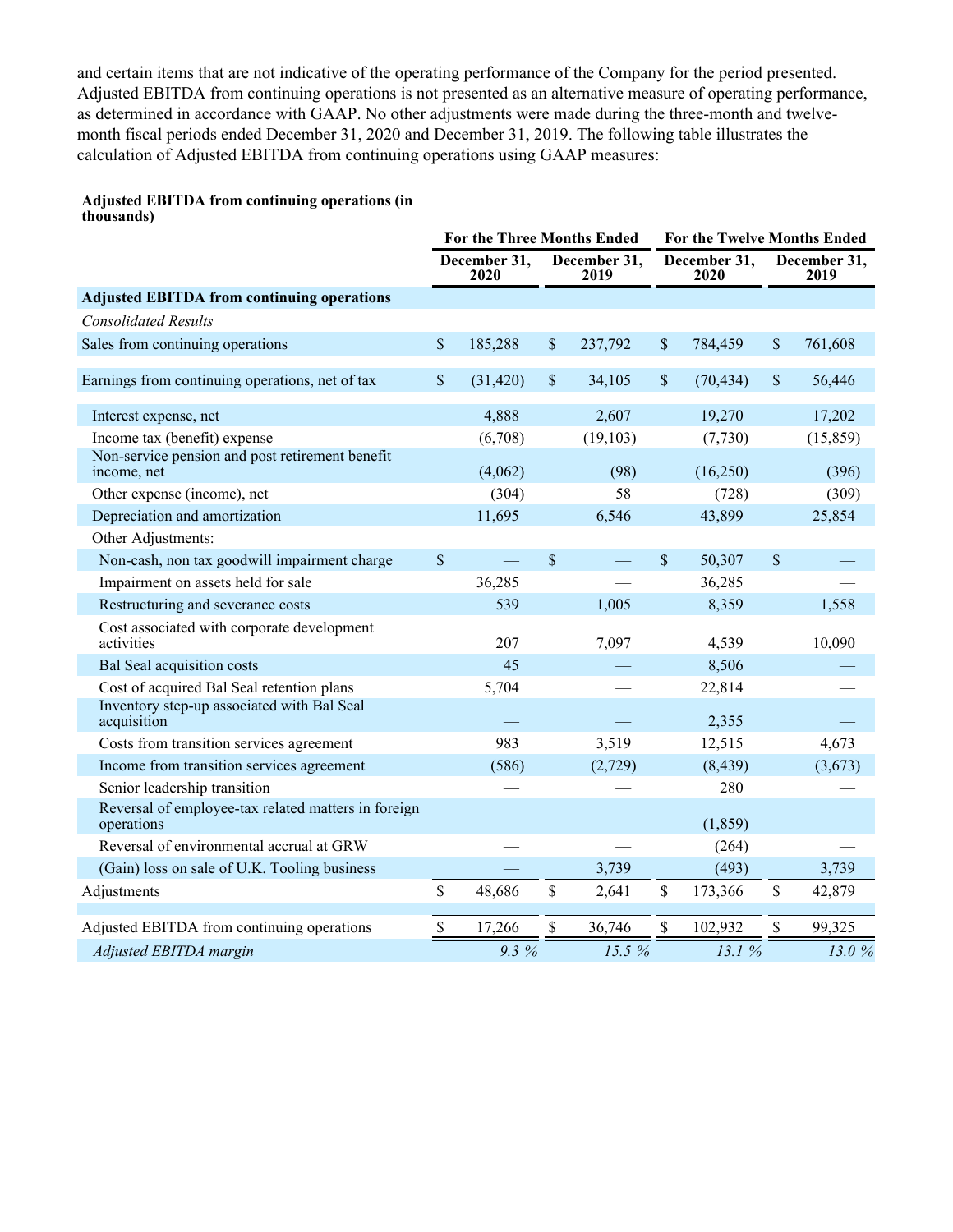and certain items that are not indicative of the operating performance of the Company for the period presented. Adjusted EBITDA from continuing operations is not presented as an alternative measure of operating performance, as determined in accordance with GAAP. No other adjustments were made during the three-month and twelve-month fiscal periods ended December 31, 2020 and December 31, 2019. The following table illustrates the calculation of Adjusted EBITDA from continuing operations using GAAP measures:

**Adjusted EBITDA from continuing operations (in thousands)**

| | For the Three Months Ended | | For the Twelve Months Ended | |
|---|---|---|---|---|
| | December 31, 2020 | December 31, 2019 | December 31, 2020 | December 31, 2019 |
| **Adjusted EBITDA from continuing operations** | | | | |
| *Consolidated Results* | | | | |
| Sales from continuing operations | $ 185,288 | $ 237,792 | $ 784,459 | $ 761,608 |
| Earnings from continuing operations, net of tax | $ (31,420) | $ 34,105 | $ (70,434) | $ 56,446 |
| Interest expense, net | 4,888 | 2,607 | 19,270 | 17,202 |
| Income tax (benefit) expense | (6,708) | (19,103) | (7,730) | (15,859) |
| Non-service pension and post retirement benefit income, net | (4,062) | (98) | (16,250) | (396) |
| Other expense (income), net | (304) | 58 | (728) | (309) |
| Depreciation and amortization | 11,695 | 6,546 | 43,899 | 25,854 |
| Other Adjustments: | | | | |
| Non-cash, non tax goodwill impairment charge | $ — | $ — | $ 50,307 | $ — |
| Impairment on assets held for sale | 36,285 | — | 36,285 | — |
| Restructuring and severance costs | 539 | 1,005 | 8,359 | 1,558 |
| Cost associated with corporate development activities | 207 | 7,097 | 4,539 | 10,090 |
| Bal Seal acquisition costs | 45 | — | 8,506 | — |
| Cost of acquired Bal Seal retention plans | 5,704 | — | 22,814 | — |
| Inventory step-up associated with Bal Seal acquisition | — | — | 2,355 | — |
| Costs from transition services agreement | 983 | 3,519 | 12,515 | 4,673 |
| Income from transition services agreement | (586) | (2,729) | (8,439) | (3,673) |
| Senior leadership transition | — | — | 280 | — |
| Reversal of employee-tax related matters in foreign operations | — | — | (1,859) | — |
| Reversal of environmental accrual at GRW | — | — | (264) | — |
| (Gain) loss on sale of U.K. Tooling business | — | 3,739 | (493) | 3,739 |
| Adjustments | $ 48,686 | $ 2,641 | $ 173,366 | $ 42,879 |
| Adjusted EBITDA from continuing operations | $ 17,266 | $ 36,746 | $ 102,932 | $ 99,325 |
| *Adjusted EBITDA margin* | *9.3 %* | *15.5 %* | *13.1 %* | *13.0 %* |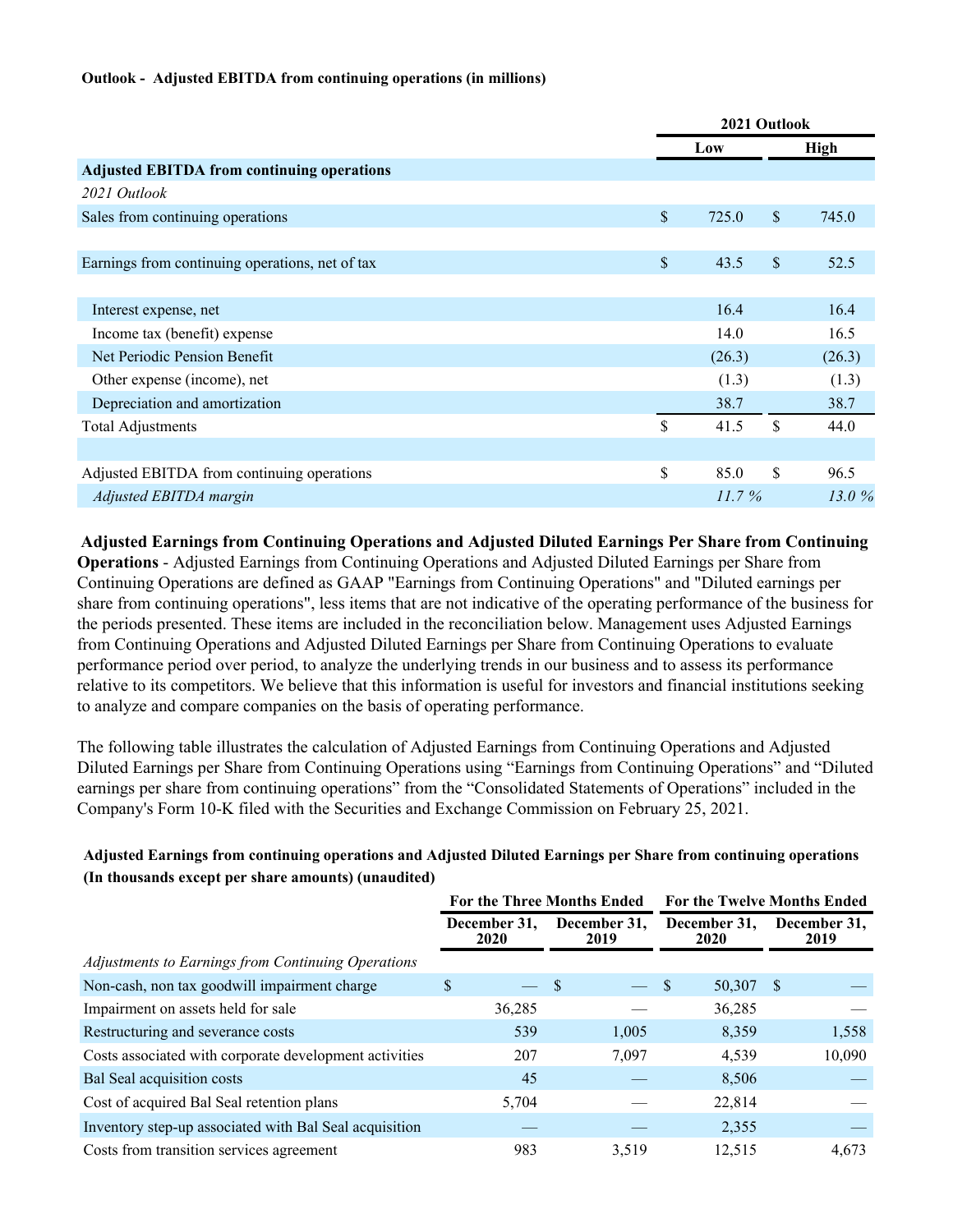**Outlook - Adjusted EBITDA from continuing operations (in millions)**

| | 2021 Outlook | |
|---|---|---|
| | Low | High |
| **Adjusted EBITDA from continuing operations** | | |
| *2021 Outlook* | | |
| Sales from continuing operations | $ 725.0 | $ 745.0 |
| | | |
| Earnings from continuing operations, net of tax | $ 43.5 | $ 52.5 |
| | | |
| Interest expense, net | 16.4 | 16.4 |
| Income tax (benefit) expense | 14.0 | 16.5 |
| Net Periodic Pension Benefit | (26.3) | (26.3) |
| Other expense (income), net | (1.3) | (1.3) |
| Depreciation and amortization | 38.7 | 38.7 |
| Total Adjustments | $ 41.5 | $ 44.0 |
| | | |
| Adjusted EBITDA from continuing operations | $ 85.0 | $ 96.5 |
| *Adjusted EBITDA margin* | *11.7 %* | *13.0 %* |

**Adjusted Earnings from Continuing Operations and Adjusted Diluted Earnings Per Share from Continuing Operations** - Adjusted Earnings from Continuing Operations and Adjusted Diluted Earnings per Share from Continuing Operations are defined as GAAP "Earnings from Continuing Operations" and "Diluted earnings per share from continuing operations", less items that are not indicative of the operating performance of the business for the periods presented. These items are included in the reconciliation below. Management uses Adjusted Earnings from Continuing Operations and Adjusted Diluted Earnings per Share from Continuing Operations to evaluate performance period over period, to analyze the underlying trends in our business and to assess its performance relative to its competitors. We believe that this information is useful for investors and financial institutions seeking to analyze and compare companies on the basis of operating performance.

The following table illustrates the calculation of Adjusted Earnings from Continuing Operations and Adjusted Diluted Earnings per Share from Continuing Operations using "Earnings from Continuing Operations" and "Diluted earnings per share from continuing operations" from the "Consolidated Statements of Operations" included in the Company's Form 10-K filed with the Securities and Exchange Commission on February 25, 2021.

**Adjusted Earnings from continuing operations and Adjusted Diluted Earnings per Share from continuing operations (In thousands except per share amounts) (unaudited)**

| | For the Three Months Ended | | For the Twelve Months Ended | |
|---|---|---|---|---|
| | December 31, 2020 | December 31, 2019 | December 31, 2020 | December 31, 2019 |
| *Adjustments to Earnings from Continuing Operations* | | | | |
| Non-cash, non tax goodwill impairment charge | $ — | $ — | $ 50,307 | $ — |
| Impairment on assets held for sale | 36,285 | — | 36,285 | — |
| Restructuring and severance costs | 539 | 1,005 | 8,359 | 1,558 |
| Costs associated with corporate development activities | 207 | 7,097 | 4,539 | 10,090 |
| Bal Seal acquisition costs | 45 | — | 8,506 | — |
| Cost of acquired Bal Seal retention plans | 5,704 | — | 22,814 | — |
| Inventory step-up associated with Bal Seal acquisition | — | — | 2,355 | — |
| Costs from transition services agreement | 983 | 3,519 | 12,515 | 4,673 |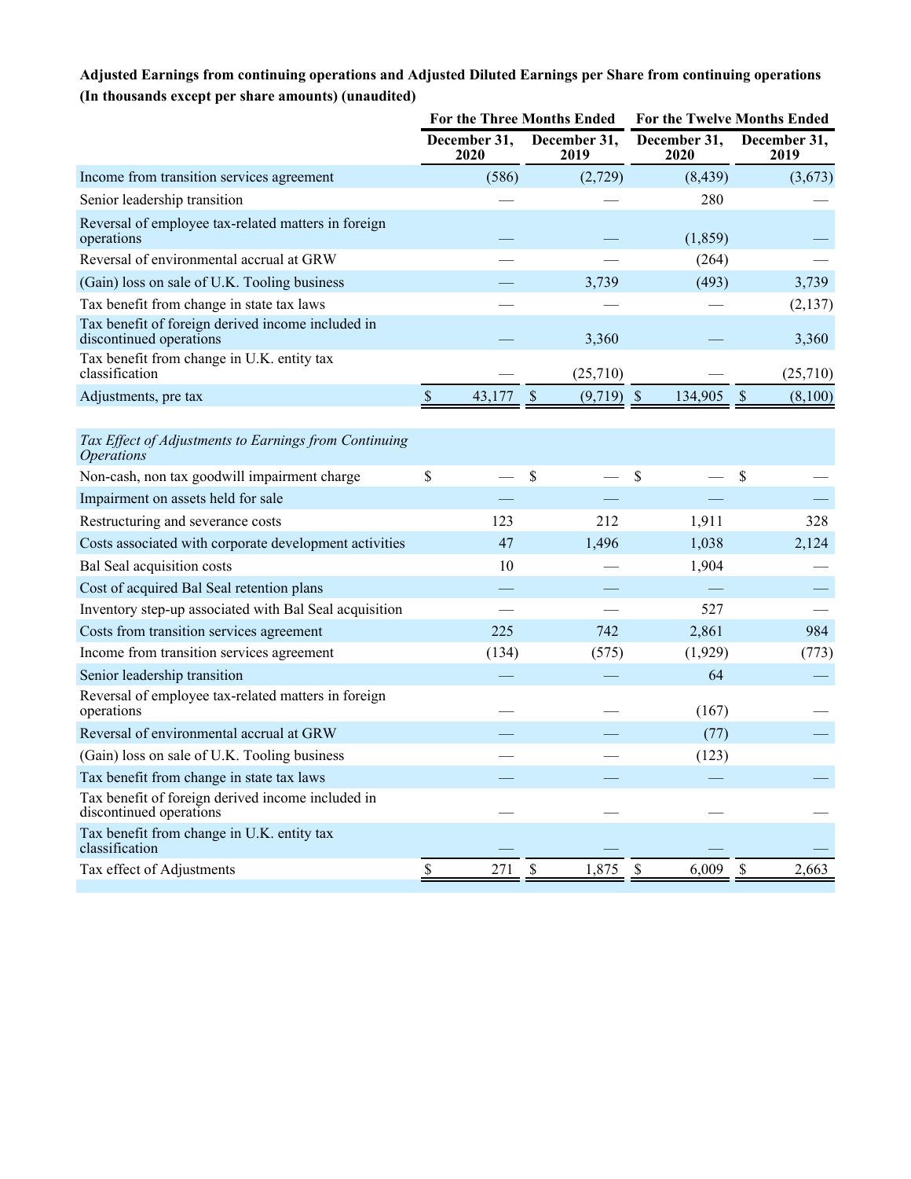**Adjusted Earnings from continuing operations and Adjusted Diluted Earnings per Share from continuing operations (In thousands except per share amounts) (unaudited)**

| | For the Three Months Ended | | For the Twelve Months Ended | |
|---|---|---|---|---|
| | December 31, 2020 | December 31, 2019 | December 31, 2020 | December 31, 2019 |
| Income from transition services agreement | (586) | (2,729) | (8,439) | (3,673) |
| Senior leadership transition | — | — | 280 | — |
| Reversal of employee tax-related matters in foreign operations | — | — | (1,859) | — |
| Reversal of environmental accrual at GRW | — | — | (264) | — |
| (Gain) loss on sale of U.K. Tooling business | — | 3,739 | (493) | 3,739 |
| Tax benefit from change in state tax laws | — | — | — | (2,137) |
| Tax benefit of foreign derived income included in discontinued operations | — | 3,360 | — | 3,360 |
| Tax benefit from change in U.K. entity tax classification | — | (25,710) | — | (25,710) |
| Adjustments, pre tax | $ 43,177 | $ (9,719) | $ 134,905 | $ (8,100) |
| | | | | |
| *Tax Effect of Adjustments to Earnings from Continuing Operations* | | | | |
| Non-cash, non tax goodwill impairment charge | $ — | $ — | $ — | $ — |
| Impairment on assets held for sale | — | — | — | — |
| Restructuring and severance costs | 123 | 212 | 1,911 | 328 |
| Costs associated with corporate development activities | 47 | 1,496 | 1,038 | 2,124 |
| Bal Seal acquisition costs | 10 | — | 1,904 | — |
| Cost of acquired Bal Seal retention plans | — | — | — | — |
| Inventory step-up associated with Bal Seal acquisition | — | — | 527 | — |
| Costs from transition services agreement | 225 | 742 | 2,861 | 984 |
| Income from transition services agreement | (134) | (575) | (1,929) | (773) |
| Senior leadership transition | — | — | 64 | — |
| Reversal of employee tax-related matters in foreign operations | — | — | (167) | — |
| Reversal of environmental accrual at GRW | — | — | (77) | — |
| (Gain) loss on sale of U.K. Tooling business | — | — | (123) | |
| Tax benefit from change in state tax laws | — | — | — | — |
| Tax benefit of foreign derived income included in discontinued operations | — | — | — | — |
| Tax benefit from change in U.K. entity tax classification | — | — | — | — |
| Tax effect of Adjustments | $ 271 | $ 1,875 | $ 6,009 | $ 2,663 |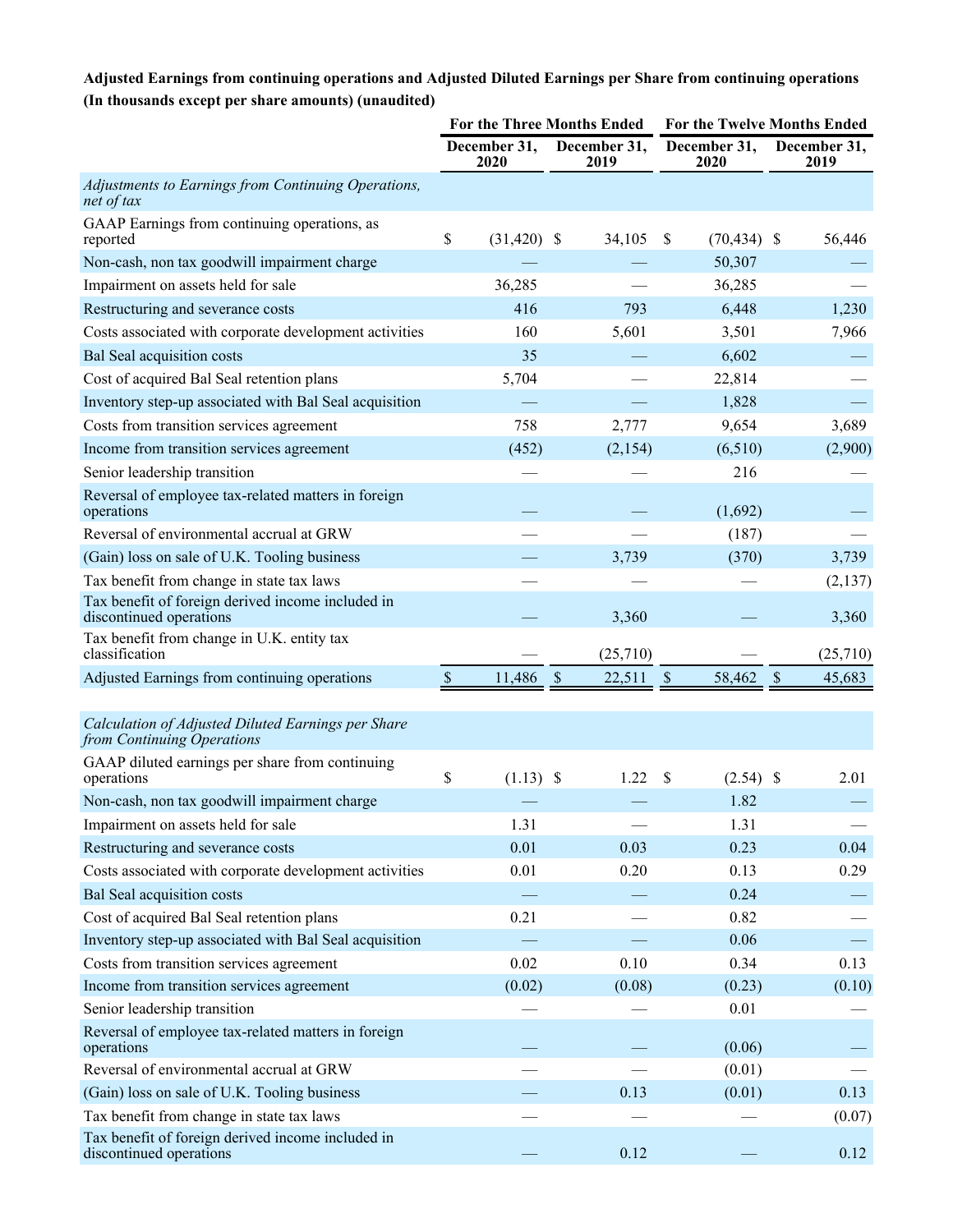**Adjusted Earnings from continuing operations and Adjusted Diluted Earnings per Share from continuing operations (In thousands except per share amounts) (unaudited)**

| | For the Three Months Ended | | For the Twelve Months Ended | |
|---|---|---|---|---|
| | December 31, 2020 | December 31, 2019 | December 31, 2020 | December 31, 2019 |
| *Adjustments to Earnings from Continuing Operations, net of tax* | | | | |
| GAAP Earnings from continuing operations, as reported | $ (31,420) | $ 34,105 | $ (70,434) | $ 56,446 |
| Non-cash, non tax goodwill impairment charge | — | — | 50,307 | — |
| Impairment on assets held for sale | 36,285 | — | 36,285 | — |
| Restructuring and severance costs | 416 | 793 | 6,448 | 1,230 |
| Costs associated with corporate development activities | 160 | 5,601 | 3,501 | 7,966 |
| Bal Seal acquisition costs | 35 | — | 6,602 | — |
| Cost of acquired Bal Seal retention plans | 5,704 | — | 22,814 | — |
| Inventory step-up associated with Bal Seal acquisition | — | — | 1,828 | — |
| Costs from transition services agreement | 758 | 2,777 | 9,654 | 3,689 |
| Income from transition services agreement | (452) | (2,154) | (6,510) | (2,900) |
| Senior leadership transition | — | — | 216 | — |
| Reversal of employee tax-related matters in foreign operations | — | — | (1,692) | — |
| Reversal of environmental accrual at GRW | — | — | (187) | — |
| (Gain) loss on sale of U.K. Tooling business | — | 3,739 | (370) | 3,739 |
| Tax benefit from change in state tax laws | — | — | — | (2,137) |
| Tax benefit of foreign derived income included in discontinued operations | — | 3,360 | — | 3,360 |
| Tax benefit from change in U.K. entity tax classification | — | (25,710) | — | (25,710) |
| Adjusted Earnings from continuing operations | $ 11,486 | $ 22,511 | $ 58,462 | $ 45,683 |
| | | | | |
| *Calculation of Adjusted Diluted Earnings per Share from Continuing Operations* | | | | |
| GAAP diluted earnings per share from continuing operations | $ (1.13) | $ 1.22 | $ (2.54) | $ 2.01 |
| Non-cash, non tax goodwill impairment charge | — | — | 1.82 | — |
| Impairment on assets held for sale | 1.31 | — | 1.31 | — |
| Restructuring and severance costs | 0.01 | 0.03 | 0.23 | 0.04 |
| Costs associated with corporate development activities | 0.01 | 0.20 | 0.13 | 0.29 |
| Bal Seal acquisition costs | — | — | 0.24 | — |
| Cost of acquired Bal Seal retention plans | 0.21 | — | 0.82 | — |
| Inventory step-up associated with Bal Seal acquisition | — | — | 0.06 | — |
| Costs from transition services agreement | 0.02 | 0.10 | 0.34 | 0.13 |
| Income from transition services agreement | (0.02) | (0.08) | (0.23) | (0.10) |
| Senior leadership transition | — | — | 0.01 | — |
| Reversal of employee tax-related matters in foreign operations | — | — | (0.06) | — |
| Reversal of environmental accrual at GRW | — | — | (0.01) | — |
| (Gain) loss on sale of U.K. Tooling business | — | 0.13 | (0.01) | 0.13 |
| Tax benefit from change in state tax laws | — | — | — | (0.07) |
| Tax benefit of foreign derived income included in discontinued operations | — | 0.12 | — | 0.12 |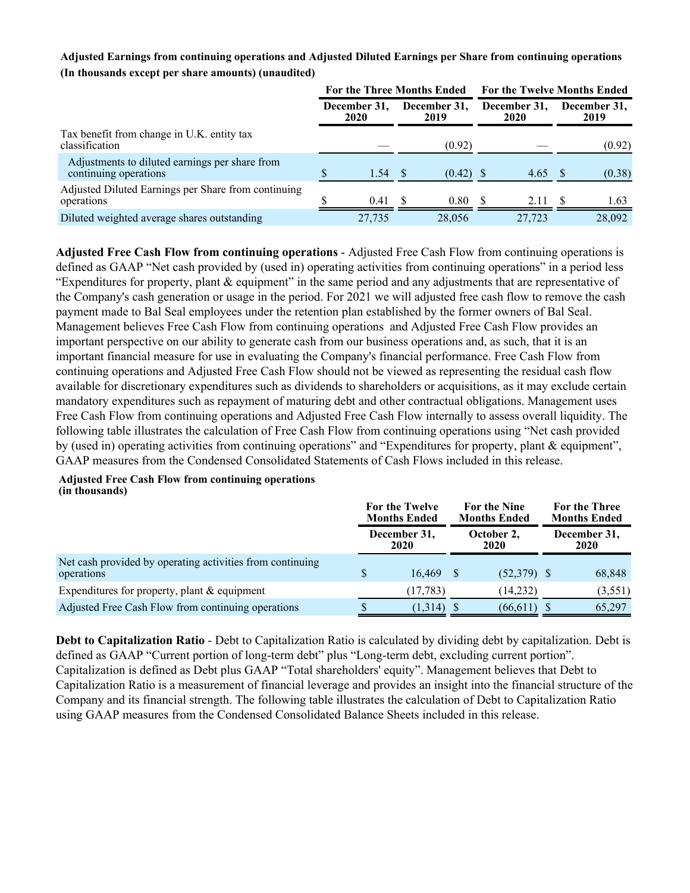**Adjusted Earnings from continuing operations and Adjusted Diluted Earnings per Share from continuing operations (In thousands except per share amounts) (unaudited)**

| | For the Three Months Ended | | For the Twelve Months Ended | |
|---|---|---|---|---|
| | December 31, 2020 | December 31, 2019 | December 31, 2020 | December 31, 2019 |
| Tax benefit from change in U.K. entity tax classification | — | (0.92) | — | (0.92) |
| Adjustments to diluted earnings per share from continuing operations | $ 1.54 | $ (0.42) | $ 4.65 | $ (0.38) |
| Adjusted Diluted Earnings per Share from continuing operations | $ 0.41 | $ 0.80 | $ 2.11 | $ 1.63 |
| Diluted weighted average shares outstanding | 27,735 | 28,056 | 27,723 | 28,092 |

**Adjusted Free Cash Flow from continuing operations** - Adjusted Free Cash Flow from continuing operations is defined as GAAP "Net cash provided by (used in) operating activities from continuing operations" in a period less "Expenditures for property, plant & equipment" in the same period and any adjustments that are representative of the Company's cash generation or usage in the period. For 2021 we will adjusted free cash flow to remove the cash payment made to Bal Seal employees under the retention plan established by the former owners of Bal Seal. Management believes Free Cash Flow from continuing operations and Adjusted Free Cash Flow provides an important perspective on our ability to generate cash from our business operations and, as such, that it is an important financial measure for use in evaluating the Company's financial performance. Free Cash Flow from continuing operations and Adjusted Free Cash Flow should not be viewed as representing the residual cash flow available for discretionary expenditures such as dividends to shareholders or acquisitions, as it may exclude certain mandatory expenditures such as repayment of maturing debt and other contractual obligations. Management uses Free Cash Flow from continuing operations and Adjusted Free Cash Flow internally to assess overall liquidity. The following table illustrates the calculation of Free Cash Flow from continuing operations using "Net cash provided by (used in) operating activities from continuing operations" and "Expenditures for property, plant & equipment", GAAP measures from the Condensed Consolidated Statements of Cash Flows included in this release.

**Adjusted Free Cash Flow from continuing operations (in thousands)**

| | For the Twelve Months Ended | For the Nine Months Ended | For the Three Months Ended |
|---|---|---|---|
| | December 31, 2020 | October 2, 2020 | December 31, 2020 |
| Net cash provided by operating activities from continuing operations | $ 16,469 | $ (52,379) | $ 68,848 |
| Expenditures for property, plant & equipment | (17,783) | (14,232) | (3,551) |
| Adjusted Free Cash Flow from continuing operations | $ (1,314) | $ (66,611) | $ 65,297 |

**Debt to Capitalization Ratio** - Debt to Capitalization Ratio is calculated by dividing debt by capitalization. Debt is defined as GAAP "Current portion of long-term debt" plus "Long-term debt, excluding current portion". Capitalization is defined as Debt plus GAAP "Total shareholders' equity". Management believes that Debt to Capitalization Ratio is a measurement of financial leverage and provides an insight into the financial structure of the Company and its financial strength. The following table illustrates the calculation of Debt to Capitalization Ratio using GAAP measures from the Condensed Consolidated Balance Sheets included in this release.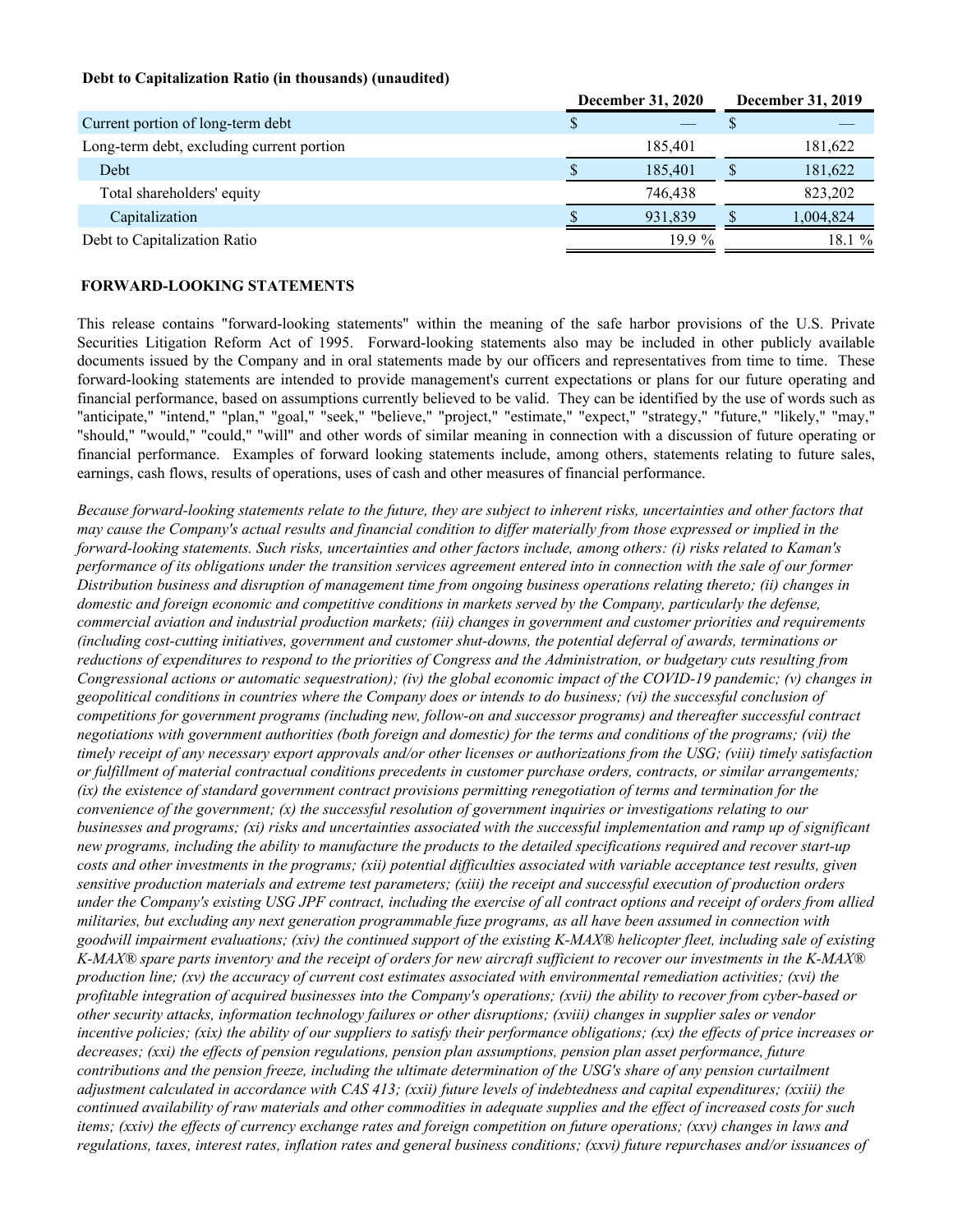**Debt to Capitalization Ratio (in thousands) (unaudited)**

| | December 31, 2020 | December 31, 2019 |
|---|---|---|
| Current portion of long-term debt | $ — | $ — |
| Long-term debt, excluding current portion | 185,401 | 181,622 |
| Debt | $ 185,401 | $ 181,622 |
| Total shareholders' equity | 746,438 | 823,202 |
| Capitalization | $ 931,839 | $ 1,004,824 |
| Debt to Capitalization Ratio | 19.9 % | 18.1 % |

**FORWARD-LOOKING STATEMENTS**

This release contains "forward-looking statements" within the meaning of the safe harbor provisions of the U.S. Private Securities Litigation Reform Act of 1995. Forward-looking statements also may be included in other publicly available documents issued by the Company and in oral statements made by our officers and representatives from time to time. These forward-looking statements are intended to provide management's current expectations or plans for our future operating and financial performance, based on assumptions currently believed to be valid. They can be identified by the use of words such as "anticipate," "intend," "plan," "goal," "seek," "believe," "project," "estimate," "expect," "strategy," "future," "likely," "may," "should," "would," "could," "will" and other words of similar meaning in connection with a discussion of future operating or financial performance. Examples of forward looking statements include, among others, statements relating to future sales, earnings, cash flows, results of operations, uses of cash and other measures of financial performance.

*Because forward-looking statements relate to the future, they are subject to inherent risks, uncertainties and other factors that may cause the Company's actual results and financial condition to differ materially from those expressed or implied in the forward-looking statements. Such risks, uncertainties and other factors include, among others: (i) risks related to Kaman's performance of its obligations under the transition services agreement entered into in connection with the sale of our former Distribution business and disruption of management time from ongoing business operations relating thereto; (ii) changes in domestic and foreign economic and competitive conditions in markets served by the Company, particularly the defense, commercial aviation and industrial production markets; (iii) changes in government and customer priorities and requirements (including cost-cutting initiatives, government and customer shut-downs, the potential deferral of awards, terminations or reductions of expenditures to respond to the priorities of Congress and the Administration, or budgetary cuts resulting from Congressional actions or automatic sequestration); (iv) the global economic impact of the COVID-19 pandemic; (v) changes in geopolitical conditions in countries where the Company does or intends to do business; (vi) the successful conclusion of competitions for government programs (including new, follow-on and successor programs) and thereafter successful contract negotiations with government authorities (both foreign and domestic) for the terms and conditions of the programs; (vii) the timely receipt of any necessary export approvals and/or other licenses or authorizations from the USG; (viii) timely satisfaction or fulfillment of material contractual conditions precedents in customer purchase orders, contracts, or similar arrangements; (ix) the existence of standard government contract provisions permitting renegotiation of terms and termination for the convenience of the government; (x) the successful resolution of government inquiries or investigations relating to our businesses and programs; (xi) risks and uncertainties associated with the successful implementation and ramp up of significant new programs, including the ability to manufacture the products to the detailed specifications required and recover start-up costs and other investments in the programs; (xii) potential difficulties associated with variable acceptance test results, given sensitive production materials and extreme test parameters; (xiii) the receipt and successful execution of production orders under the Company's existing USG JPF contract, including the exercise of all contract options and receipt of orders from allied militaries, but excluding any next generation programmable fuze programs, as all have been assumed in connection with goodwill impairment evaluations; (xiv) the continued support of the existing K-MAX® helicopter fleet, including sale of existing K-MAX® spare parts inventory and the receipt of orders for new aircraft sufficient to recover our investments in the K-MAX® production line; (xv) the accuracy of current cost estimates associated with environmental remediation activities; (xvi) the profitable integration of acquired businesses into the Company's operations; (xvii) the ability to recover from cyber-based or other security attacks, information technology failures or other disruptions; (xviii) changes in supplier sales or vendor incentive policies; (xix) the ability of our suppliers to satisfy their performance obligations; (xx) the effects of price increases or decreases; (xxi) the effects of pension regulations, pension plan assumptions, pension plan asset performance, future contributions and the pension freeze, including the ultimate determination of the USG's share of any pension curtailment adjustment calculated in accordance with CAS 413; (xxii) future levels of indebtedness and capital expenditures; (xxiii) the continued availability of raw materials and other commodities in adequate supplies and the effect of increased costs for such items; (xxiv) the effects of currency exchange rates and foreign competition on future operations; (xxv) changes in laws and regulations, taxes, interest rates, inflation rates and general business conditions; (xxvi) future repurchases and/or issuances of*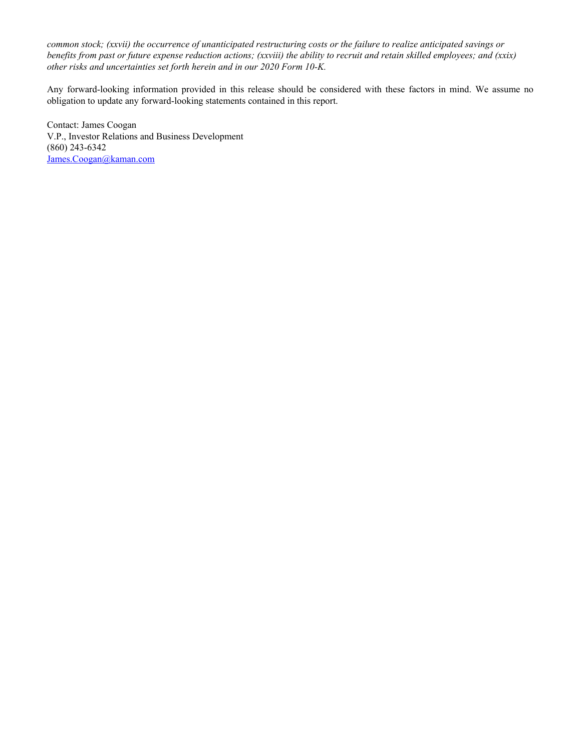*common stock; (xxvii) the occurrence of unanticipated restructuring costs or the failure to realize anticipated savings or benefits from past or future expense reduction actions; (xxviii) the ability to recruit and retain skilled employees; and (xxix) other risks and uncertainties set forth herein and in our 2020 Form 10-K.*

Any forward-looking information provided in this release should be considered with these factors in mind. We assume no obligation to update any forward-looking statements contained in this report.

Contact: James Coogan
V.P., Investor Relations and Business Development
(860) 243-6342
James.Coogan@kaman.com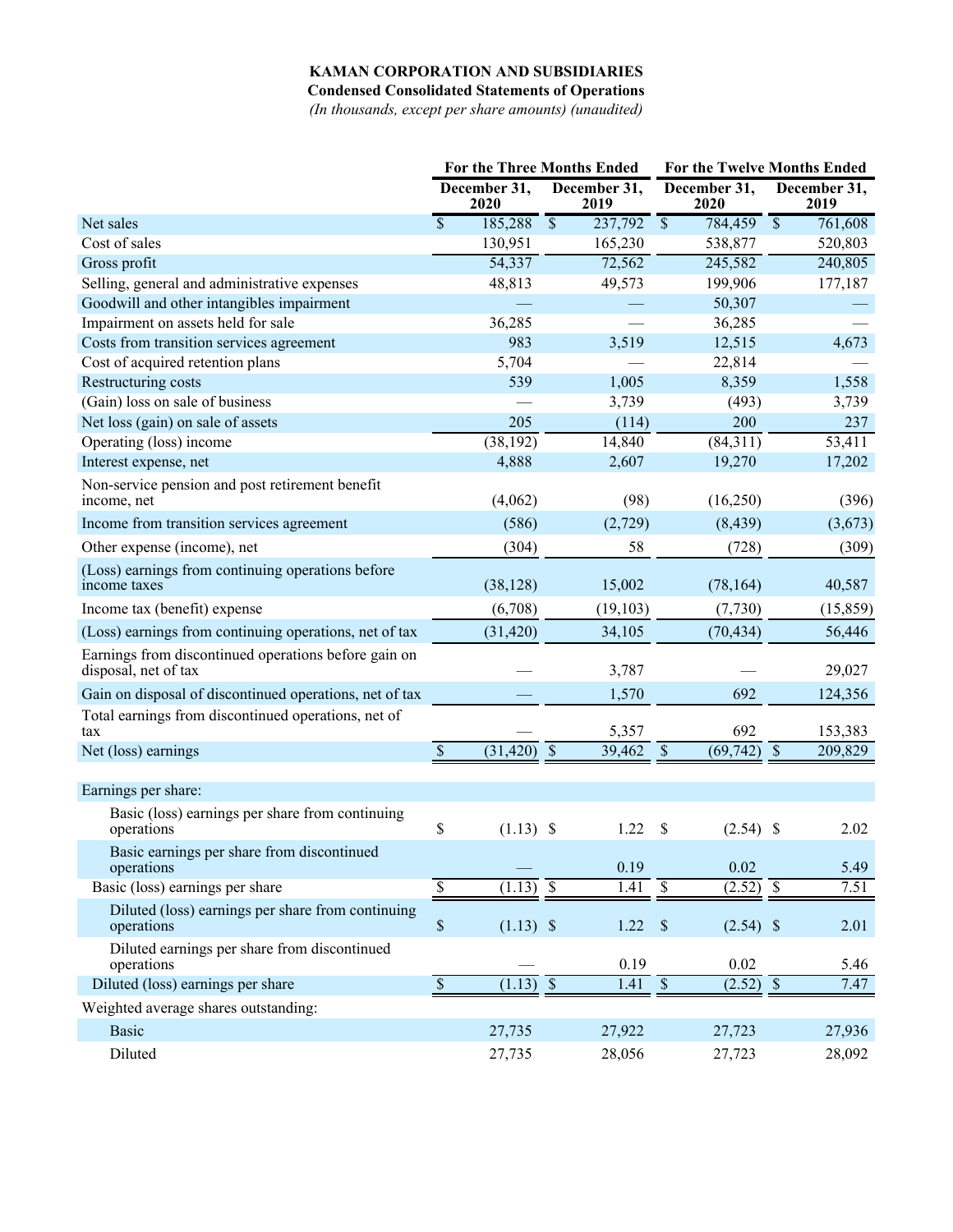**KAMAN CORPORATION AND SUBSIDIARIES**

**Condensed Consolidated Statements of Operations**

*(In thousands, except per share amounts) (unaudited)*

| | For the Three Months Ended | | For the Twelve Months Ended | |
|---|---|---|---|---|
| | December 31, 2020 | December 31, 2019 | December 31, 2020 | December 31, 2019 |
| Net sales | $ 185,288 | $ 237,792 | $ 784,459 | $ 761,608 |
| Cost of sales | 130,951 | 165,230 | 538,877 | 520,803 |
| Gross profit | 54,337 | 72,562 | 245,582 | 240,805 |
| Selling, general and administrative expenses | 48,813 | 49,573 | 199,906 | 177,187 |
| Goodwill and other intangibles impairment | — | — | 50,307 | — |
| Impairment on assets held for sale | 36,285 | — | 36,285 | — |
| Costs from transition services agreement | 983 | 3,519 | 12,515 | 4,673 |
| Cost of acquired retention plans | 5,704 | — | 22,814 | — |
| Restructuring costs | 539 | 1,005 | 8,359 | 1,558 |
| (Gain) loss on sale of business | — | 3,739 | (493) | 3,739 |
| Net loss (gain) on sale of assets | 205 | (114) | 200 | 237 |
| Operating (loss) income | (38,192) | 14,840 | (84,311) | 53,411 |
| Interest expense, net | 4,888 | 2,607 | 19,270 | 17,202 |
| Non-service pension and post retirement benefit income, net | (4,062) | (98) | (16,250) | (396) |
| Income from transition services agreement | (586) | (2,729) | (8,439) | (3,673) |
| Other expense (income), net | (304) | 58 | (728) | (309) |
| (Loss) earnings from continuing operations before income taxes | (38,128) | 15,002 | (78,164) | 40,587 |
| Income tax (benefit) expense | (6,708) | (19,103) | (7,730) | (15,859) |
| (Loss) earnings from continuing operations, net of tax | (31,420) | 34,105 | (70,434) | 56,446 |
| Earnings from discontinued operations before gain on disposal, net of tax | — | 3,787 | — | 29,027 |
| Gain on disposal of discontinued operations, net of tax | — | 1,570 | 692 | 124,356 |
| Total earnings from discontinued operations, net of tax | — | 5,357 | 692 | 153,383 |
| Net (loss) earnings | $ (31,420) | $ 39,462 | $ (69,742) | $ 209,829 |
| | | | | |
| Earnings per share: | | | | |
| Basic (loss) earnings per share from continuing operations | $ (1.13) | $ 1.22 | $ (2.54) | $ 2.02 |
| Basic earnings per share from discontinued operations | — | 0.19 | 0.02 | 5.49 |
| Basic (loss) earnings per share | $ (1.13) | $ 1.41 | $ (2.52) | $ 7.51 |
| Diluted (loss) earnings per share from continuing operations | $ (1.13) | $ 1.22 | $ (2.54) | $ 2.01 |
| Diluted earnings per share from discontinued operations | — | 0.19 | 0.02 | 5.46 |
| Diluted (loss) earnings per share | $ (1.13) | $ 1.41 | $ (2.52) | $ 7.47 |
| Weighted average shares outstanding: | | | | |
| Basic | 27,735 | 27,922 | 27,723 | 27,936 |
| Diluted | 27,735 | 28,056 | 27,723 | 28,092 |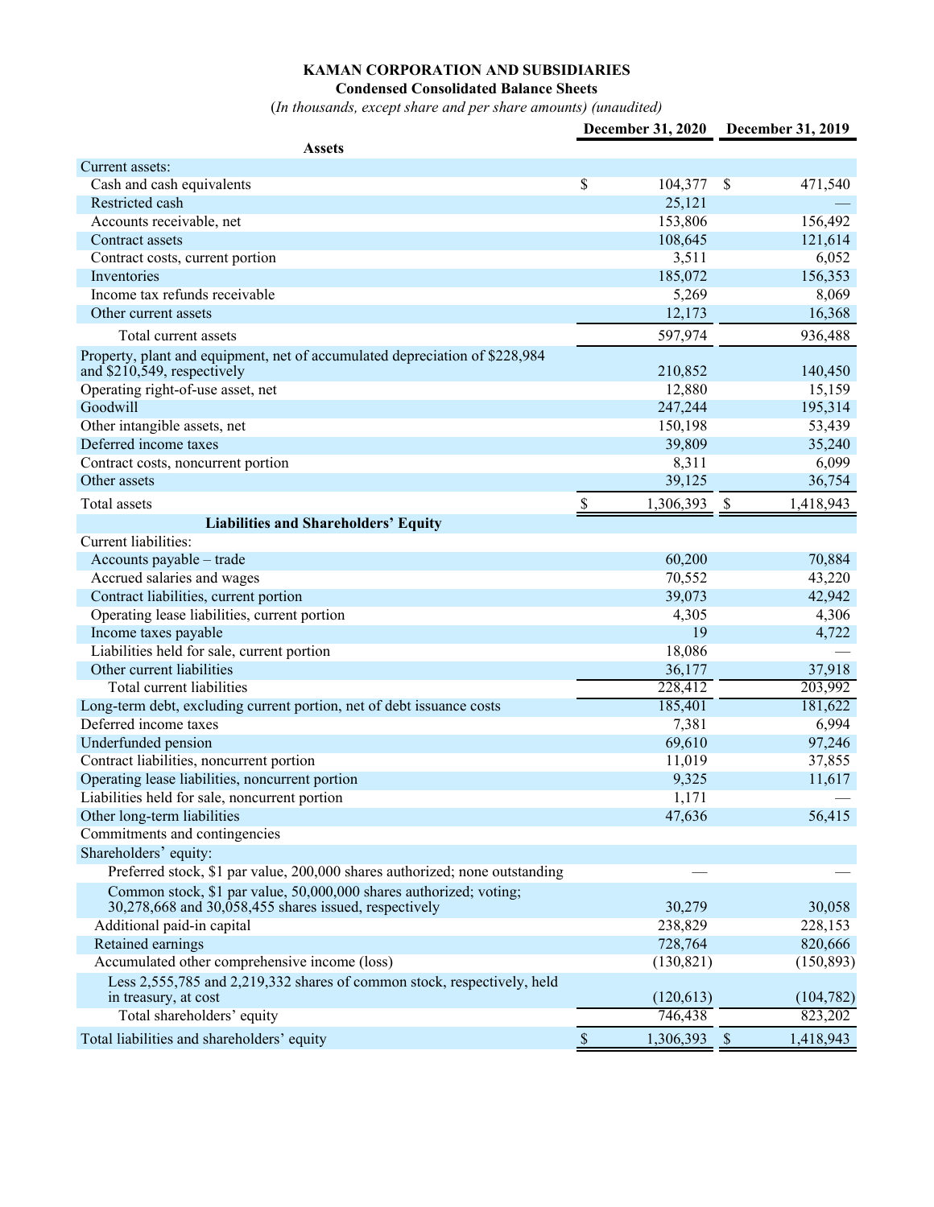**KAMAN CORPORATION AND SUBSIDIARIES**

**Condensed Consolidated Balance Sheets**

(*In thousands, except share and per share amounts) (unaudited)*

| | December 31, 2020 | December 31, 2019 |
|---|---|---|
| **Assets** | | |
| Current assets: | | |
| Cash and cash equivalents | $ 104,377 | $ 471,540 |
| Restricted cash | 25,121 | — |
| Accounts receivable, net | 153,806 | 156,492 |
| Contract assets | 108,645 | 121,614 |
| Contract costs, current portion | 3,511 | 6,052 |
| Inventories | 185,072 | 156,353 |
| Income tax refunds receivable | 5,269 | 8,069 |
| Other current assets | 12,173 | 16,368 |
| Total current assets | 597,974 | 936,488 |
| Property, plant and equipment, net of accumulated depreciation of $228,984 and $210,549, respectively | 210,852 | 140,450 |
| Operating right-of-use asset, net | 12,880 | 15,159 |
| Goodwill | 247,244 | 195,314 |
| Other intangible assets, net | 150,198 | 53,439 |
| Deferred income taxes | 39,809 | 35,240 |
| Contract costs, noncurrent portion | 8,311 | 6,099 |
| Other assets | 39,125 | 36,754 |
| Total assets | $ 1,306,393 | $ 1,418,943 |
| **Liabilities and Shareholders' Equity** | | |
| Current liabilities: | | |
| Accounts payable – trade | 60,200 | 70,884 |
| Accrued salaries and wages | 70,552 | 43,220 |
| Contract liabilities, current portion | 39,073 | 42,942 |
| Operating lease liabilities, current portion | 4,305 | 4,306 |
| Income taxes payable | 19 | 4,722 |
| Liabilities held for sale, current portion | 18,086 | — |
| Other current liabilities | 36,177 | 37,918 |
| Total current liabilities | 228,412 | 203,992 |
| Long-term debt, excluding current portion, net of debt issuance costs | 185,401 | 181,622 |
| Deferred income taxes | 7,381 | 6,994 |
| Underfunded pension | 69,610 | 97,246 |
| Contract liabilities, noncurrent portion | 11,019 | 37,855 |
| Operating lease liabilities, noncurrent portion | 9,325 | 11,617 |
| Liabilities held for sale, noncurrent portion | 1,171 | — |
| Other long-term liabilities | 47,636 | 56,415 |
| Commitments and contingencies | | |
| Shareholders' equity: | | |
| Preferred stock, $1 par value, 200,000 shares authorized; none outstanding | — | — |
| Common stock, $1 par value, 50,000,000 shares authorized; voting; 30,278,668 and 30,058,455 shares issued, respectively | 30,279 | 30,058 |
| Additional paid-in capital | 238,829 | 228,153 |
| Retained earnings | 728,764 | 820,666 |
| Accumulated other comprehensive income (loss) | (130,821) | (150,893) |
| Less 2,555,785 and 2,219,332 shares of common stock, respectively, held in treasury, at cost | (120,613) | (104,782) |
| Total shareholders' equity | 746,438 | 823,202 |
| Total liabilities and shareholders' equity | $ 1,306,393 | $ 1,418,943 |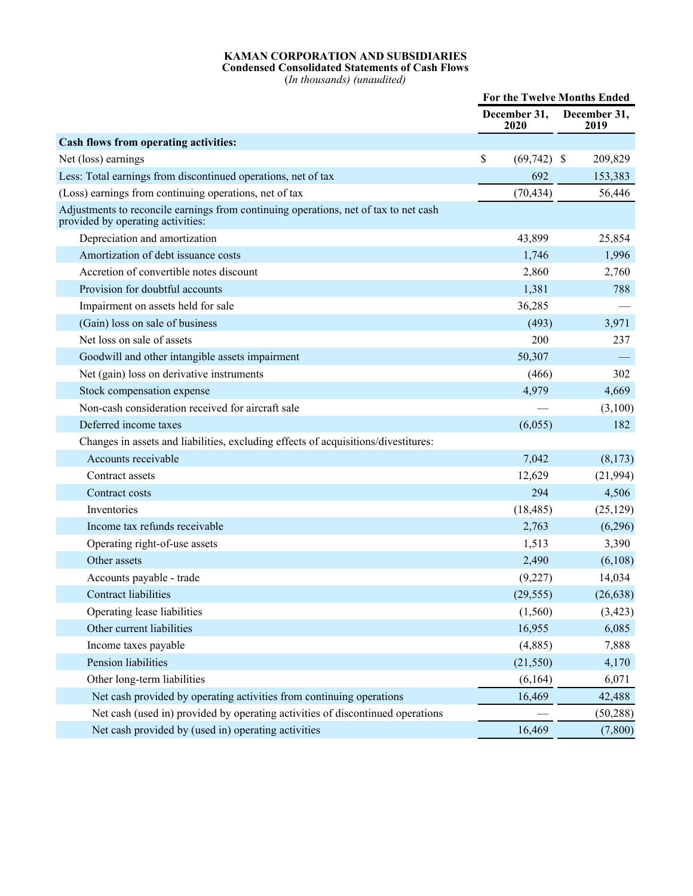**KAMAN CORPORATION AND SUBSIDIARIES**
**Condensed Consolidated Statements of Cash Flows**
*(In thousands) (unaudited)*

| | For the Twelve Months Ended | |
|---|---|---|
| | December 31, 2020 | December 31, 2019 |
| **Cash flows from operating activities:** | | |
| Net (loss) earnings | $ (69,742) | $ 209,829 |
| Less: Total earnings from discontinued operations, net of tax | 692 | 153,383 |
| (Loss) earnings from continuing operations, net of tax | (70,434) | 56,446 |
| Adjustments to reconcile earnings from continuing operations, net of tax to net cash provided by operating activities: | | |
| Depreciation and amortization | 43,899 | 25,854 |
| Amortization of debt issuance costs | 1,746 | 1,996 |
| Accretion of convertible notes discount | 2,860 | 2,760 |
| Provision for doubtful accounts | 1,381 | 788 |
| Impairment on assets held for sale | 36,285 | — |
| (Gain) loss on sale of business | (493) | 3,971 |
| Net loss on sale of assets | 200 | 237 |
| Goodwill and other intangible assets impairment | 50,307 | — |
| Net (gain) loss on derivative instruments | (466) | 302 |
| Stock compensation expense | 4,979 | 4,669 |
| Non-cash consideration received for aircraft sale | — | (3,100) |
| Deferred income taxes | (6,055) | 182 |
| Changes in assets and liabilities, excluding effects of acquisitions/divestitures: | | |
| Accounts receivable | 7,042 | (8,173) |
| Contract assets | 12,629 | (21,994) |
| Contract costs | 294 | 4,506 |
| Inventories | (18,485) | (25,129) |
| Income tax refunds receivable | 2,763 | (6,296) |
| Operating right-of-use assets | 1,513 | 3,390 |
| Other assets | 2,490 | (6,108) |
| Accounts payable - trade | (9,227) | 14,034 |
| Contract liabilities | (29,555) | (26,638) |
| Operating lease liabilities | (1,560) | (3,423) |
| Other current liabilities | 16,955 | 6,085 |
| Income taxes payable | (4,885) | 7,888 |
| Pension liabilities | (21,550) | 4,170 |
| Other long-term liabilities | (6,164) | 6,071 |
| Net cash provided by operating activities from continuing operations | 16,469 | 42,488 |
| Net cash (used in) provided by operating activities of discontinued operations | — | (50,288) |
| Net cash provided by (used in) operating activities | 16,469 | (7,800) |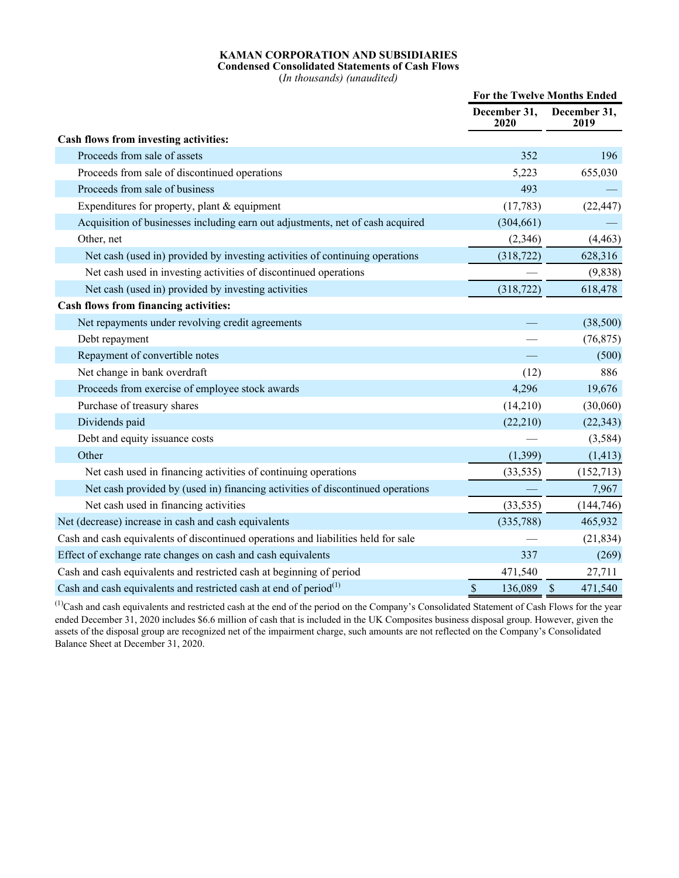**KAMAN CORPORATION AND SUBSIDIARIES**
**Condensed Consolidated Statements of Cash Flows**
*(In thousands) (unaudited)*

| | For the Twelve Months Ended | |
|---|---|---|
| | December 31, 2020 | December 31, 2019 |
| **Cash flows from investing activities:** | | |
| Proceeds from sale of assets | 352 | 196 |
| Proceeds from sale of discontinued operations | 5,223 | 655,030 |
| Proceeds from sale of business | 493 | — |
| Expenditures for property, plant & equipment | (17,783) | (22,447) |
| Acquisition of businesses including earn out adjustments, net of cash acquired | (304,661) | — |
| Other, net | (2,346) | (4,463) |
| Net cash (used in) provided by investing activities of continuing operations | (318,722) | 628,316 |
| Net cash used in investing activities of discontinued operations | — | (9,838) |
| Net cash (used in) provided by investing activities | (318,722) | 618,478 |
| **Cash flows from financing activities:** | | |
| Net repayments under revolving credit agreements | — | (38,500) |
| Debt repayment | — | (76,875) |
| Repayment of convertible notes | — | (500) |
| Net change in bank overdraft | (12) | 886 |
| Proceeds from exercise of employee stock awards | 4,296 | 19,676 |
| Purchase of treasury shares | (14,210) | (30,060) |
| Dividends paid | (22,210) | (22,343) |
| Debt and equity issuance costs | — | (3,584) |
| Other | (1,399) | (1,413) |
| Net cash used in financing activities of continuing operations | (33,535) | (152,713) |
| Net cash provided by (used in) financing activities of discontinued operations | — | 7,967 |
| Net cash used in financing activities | (33,535) | (144,746) |
| Net (decrease) increase in cash and cash equivalents | (335,788) | 465,932 |
| Cash and cash equivalents of discontinued operations and liabilities held for sale | — | (21,834) |
| Effect of exchange rate changes on cash and cash equivalents | 337 | (269) |
| Cash and cash equivalents and restricted cash at beginning of period | 471,540 | 27,711 |
| Cash and cash equivalents and restricted cash at end of period[1] | $ 136,089 | $ 471,540 |

[1]Cash and cash equivalents and restricted cash at the end of the period on the Company's Consolidated Statement of Cash Flows for the year ended December 31, 2020 includes $6.6 million of cash that is included in the UK Composites business disposal group. However, given the assets of the disposal group are recognized net of the impairment charge, such amounts are not reflected on the Company's Consolidated Balance Sheet at December 31, 2020.